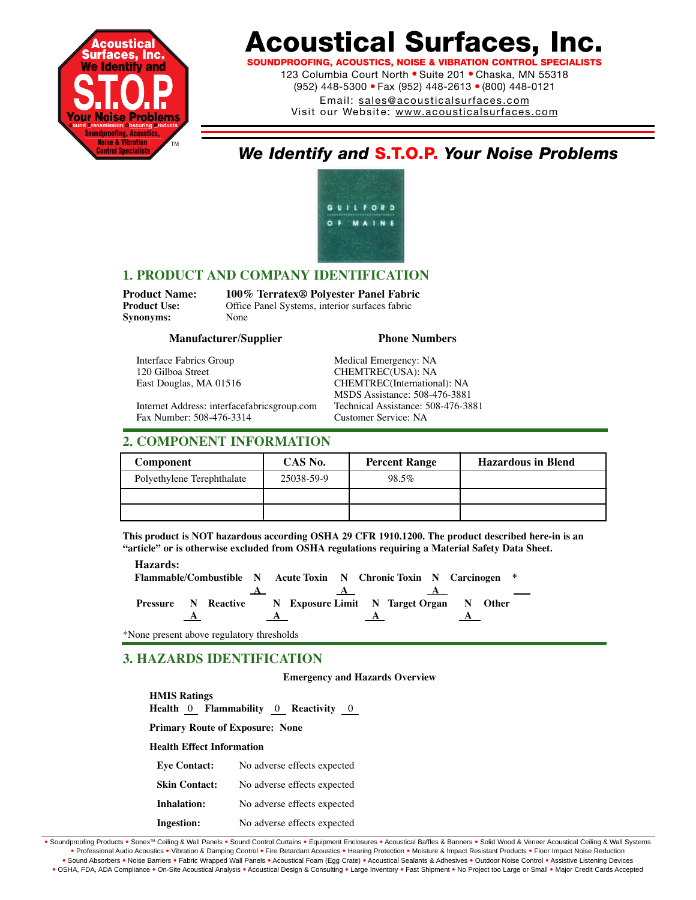# Acoustical Surfaces, Inc.

**SOUNDPROOFING, ACOUSTICS, NOISE & VIBRATION CONTROL SPECIALISTS**

123 Columbia Court North • Suite 201 • Chaska, MN 55318
(952) 448-5300 • Fax (952) 448-2613 • (800) 448-0121
Email: sales@acousticalsurfaces.com
Visit our Website: www.acousticalsurfaces.com

***We Identify and S.T.O.P. Your Noise Problems***

GUILFORD OF MAINE

## 1. PRODUCT AND COMPANY IDENTIFICATION

**Product Name:** **100% Terratex® Polyester Panel Fabric**
**Product Use:** Office Panel Systems, interior surfaces fabric
**Synonyms:** None

**Manufacturer/Supplier**

Interface Fabrics Group
120 Gilboa Street
East Douglas, MA 01516

Internet Address: interfacefabricsgroup.com
Fax Number: 508-476-3314

**Phone Numbers**

Medical Emergency: NA
CHEMTREC(USA): NA
CHEMTREC(International): NA
MSDS Assistance: 508-476-3881
Technical Assistance: 508-476-3881
Customer Service: NA

## 2. COMPONENT INFORMATION

| Component | CAS No. | Percent Range | Hazardous in Blend |
|---|---|---|---|
| Polyethylene Terephthalate | 25038-59-9 | 98.5% | |
| | | | |
| | | | |

**This product is NOT hazardous according OSHA 29 CFR 1910.1200. The product described here-in is an "article" or is otherwise excluded from OSHA regulations requiring a Material Safety Data Sheet.**

**Hazards:**

**Flammable/Combustible** NA **Acute Toxin** NA **Chronic Toxin** NA **Carcinogen** * ___

**Pressure** NA **Reactive** NA **Exposure Limit** NA **Target Organ** NA **Other**

*None present above regulatory thresholds

## 3. HAZARDS IDENTIFICATION

**Emergency and Hazards Overview**

**HMIS Ratings**
**Health** 0 **Flammability** 0 **Reactivity** 0

**Primary Route of Exposure: None**

**Health Effect Information**

**Eye Contact:** No adverse effects expected

**Skin Contact:** No adverse effects expected

**Inhalation:** No adverse effects expected

**Ingestion:** No adverse effects expected

• Soundproofing Products • Sonex™ Ceiling & Wall Panels • Sound Control Curtains • Equipment Enclosures • Acoustical Baffles & Banners • Solid Wood & Veneer Acoustical Ceiling & Wall Systems • Professional Audio Acoustics • Vibration & Damping Control • Fire Retardant Acoustics • Hearing Protection • Moisture & Impact Resistant Products • Floor Impact Noise Reduction • Sound Absorbers • Noise Barriers • Fabric Wrapped Wall Panels • Acoustical Foam (Egg Crate) • Acoustical Sealants & Adhesives • Outdoor Noise Control • Assistive Listening Devices • OSHA, FDA, ADA Compliance • On-Site Acoustical Analysis • Acoustical Design & Consulting • Large Inventory • Fast Shipment • No Project too Large or Small • Major Credit Cards Accepted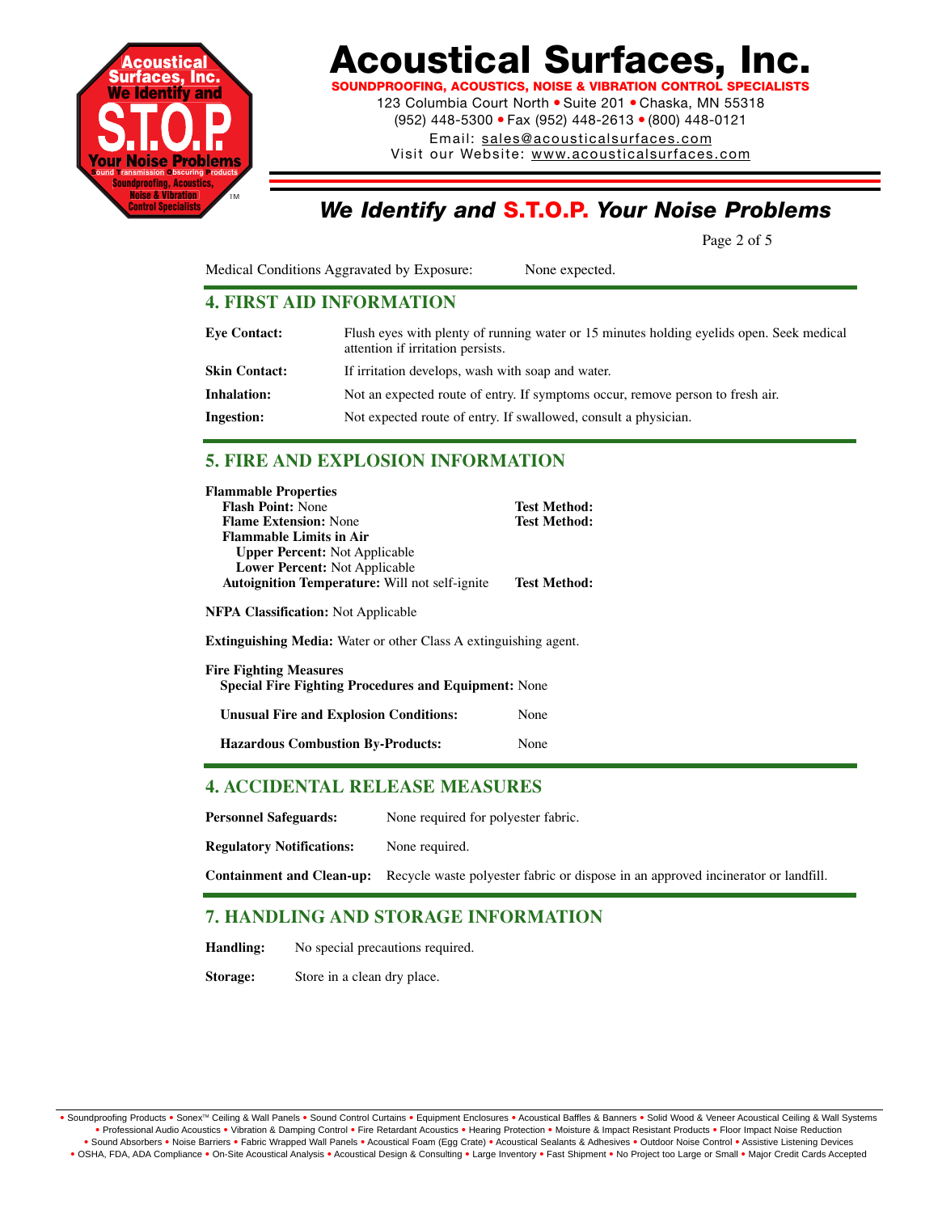Medical Conditions Aggravated by Exposure: None expected.

## 4. FIRST AID INFORMATION

**Eye Contact:** Flush eyes with plenty of running water or 15 minutes holding eyelids open. Seek medical attention if irritation persists.

**Skin Contact:** If irritation develops, wash with soap and water.

**Inhalation:** Not an expected route of entry. If symptoms occur, remove person to fresh air.

**Ingestion:** Not expected route of entry. If swallowed, consult a physician.

## 5. FIRE AND EXPLOSION INFORMATION

**Flammable Properties**

**Flash Point:** None **Test Method:**

**Flame Extension:** None **Test Method:**

**Flammable Limits in Air**

**Upper Percent:** Not Applicable

**Lower Percent:** Not Applicable

**Autoignition Temperature:** Will not self-ignite **Test Method:**

**NFPA Classification:** Not Applicable

**Extinguishing Media:** Water or other Class A extinguishing agent.

**Fire Fighting Measures**

**Special Fire Fighting Procedures and Equipment:** None

**Unusual Fire and Explosion Conditions:** None

**Hazardous Combustion By-Products:** None

## 4. ACCIDENTAL RELEASE MEASURES

**Personnel Safeguards:** None required for polyester fabric.

**Regulatory Notifications:** None required.

**Containment and Clean-up:** Recycle waste polyester fabric or dispose in an approved incinerator or landfill.

## 7. HANDLING AND STORAGE INFORMATION

**Handling:** No special precautions required.

**Storage:** Store in a clean dry place.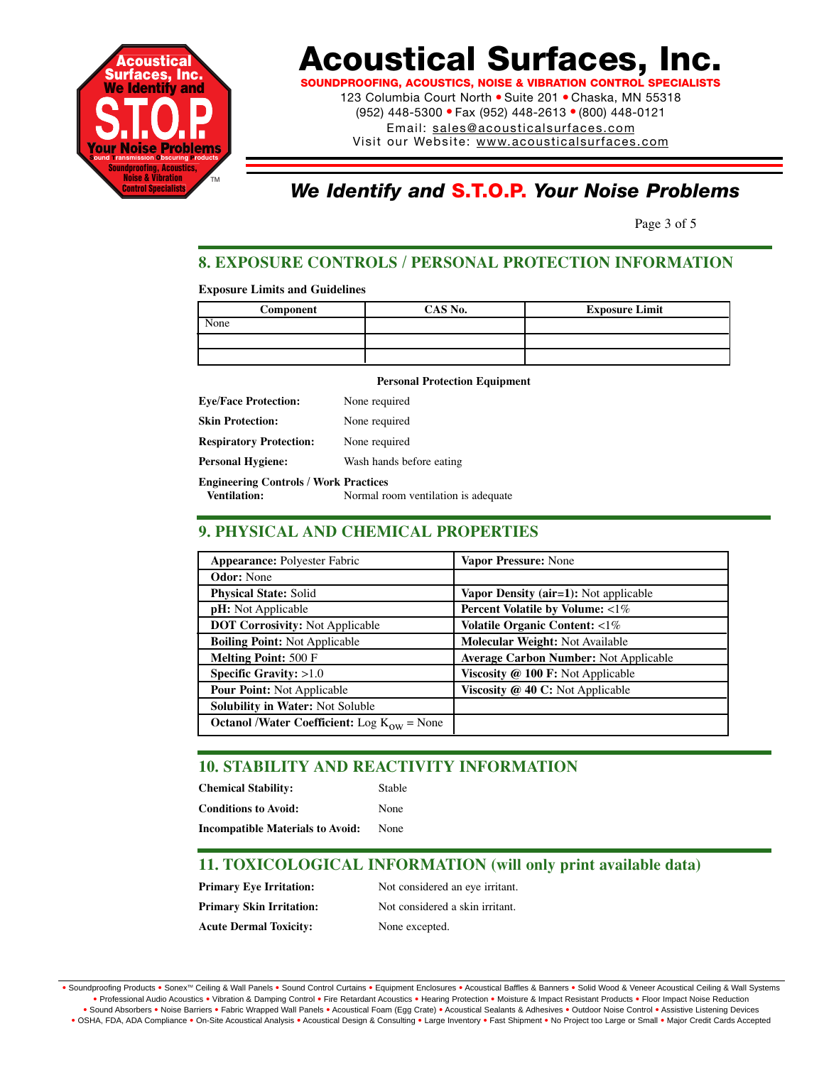## 8. EXPOSURE CONTROLS / PERSONAL PROTECTION INFORMATION

**Exposure Limits and Guidelines**

| Component | CAS No. | Exposure Limit |
|---|---|---|
| None | | |
| | | |
| | | |

**Personal Protection Equipment**

**Eye/Face Protection:** None required

**Skin Protection:** None required

**Respiratory Protection:** None required

**Personal Hygiene:** Wash hands before eating

**Engineering Controls / Work Practices**
**Ventilation:** Normal room ventilation is adequate

## 9. PHYSICAL AND CHEMICAL PROPERTIES

| | |
|---|---|
| **Appearance:** Polyester Fabric | **Vapor Pressure:** None |
| **Odor:** None | |
| **Physical State:** Solid | **Vapor Density (air=1):** Not applicable |
| **pH:** Not Applicable | **Percent Volatile by Volume:** <1% |
| **DOT Corrosivity:** Not Applicable | **Volatile Organic Content:** <1% |
| **Boiling Point:** Not Applicable | **Molecular Weight:** Not Available |
| **Melting Point:** 500 F | **Average Carbon Number:** Not Applicable |
| **Specific Gravity:** >1.0 | **Viscosity @ 100 F:** Not Applicable |
| **Pour Point:** Not Applicable | **Viscosity @ 40 C:** Not Applicable |
| **Solubility in Water:** Not Soluble | |
| **Octanol /Water Coefficient:** Log $K_{OW}$ = None | |

## 10. STABILITY AND REACTIVITY INFORMATION

**Chemical Stability:** Stable

**Conditions to Avoid:** None

**Incompatible Materials to Avoid:** None

## 11. TOXICOLOGICAL INFORMATION (will only print available data)

**Primary Eye Irritation:** Not considered an eye irritant.

**Primary Skin Irritation:** Not considered a skin irritant.

**Acute Dermal Toxicity:** None excepted.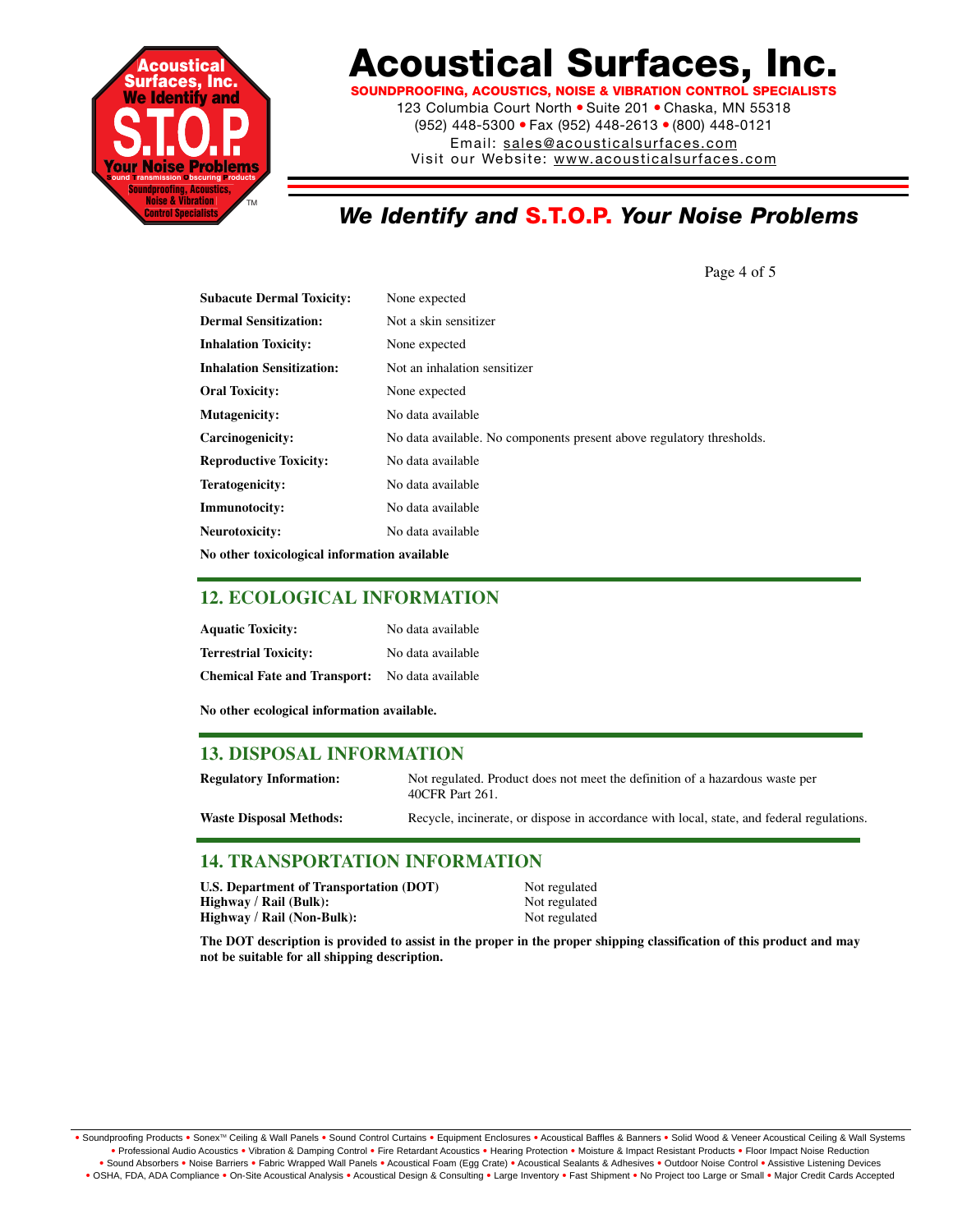| | |
|---|---|
| **Subacute Dermal Toxicity:** | None expected |
| **Dermal Sensitization:** | Not a skin sensitizer |
| **Inhalation Toxicity:** | None expected |
| **Inhalation Sensitization:** | Not an inhalation sensitizer |
| **Oral Toxicity:** | None expected |
| **Mutagenicity:** | No data available |
| **Carcinogenicity:** | No data available. No components present above regulatory thresholds. |
| **Reproductive Toxicity:** | No data available |
| **Teratogenicity:** | No data available |
| **Immunotocity:** | No data available |
| **Neurotoxicity:** | No data available |

**No other toxicological information available**

## 12. ECOLOGICAL INFORMATION

| | |
|---|---|
| **Aquatic Toxicity:** | No data available |
| **Terrestrial Toxicity:** | No data available |
| **Chemical Fate and Transport:** | No data available |

**No other ecological information available.**

## 13. DISPOSAL INFORMATION

| | |
|---|---|
| **Regulatory Information:** | Not regulated. Product does not meet the definition of a hazardous waste per 40CFR Part 261. |
| **Waste Disposal Methods:** | Recycle, incinerate, or dispose in accordance with local, state, and federal regulations. |

## 14. TRANSPORTATION INFORMATION

| | |
|---|---|
| **U.S. Department of Transportation (DOT)** | Not regulated |
| **Highway / Rail (Bulk):** | Not regulated |
| **Highway / Rail (Non-Bulk):** | Not regulated |

**The DOT description is provided to assist in the proper in the proper shipping classification of this product and may not be suitable for all shipping description.**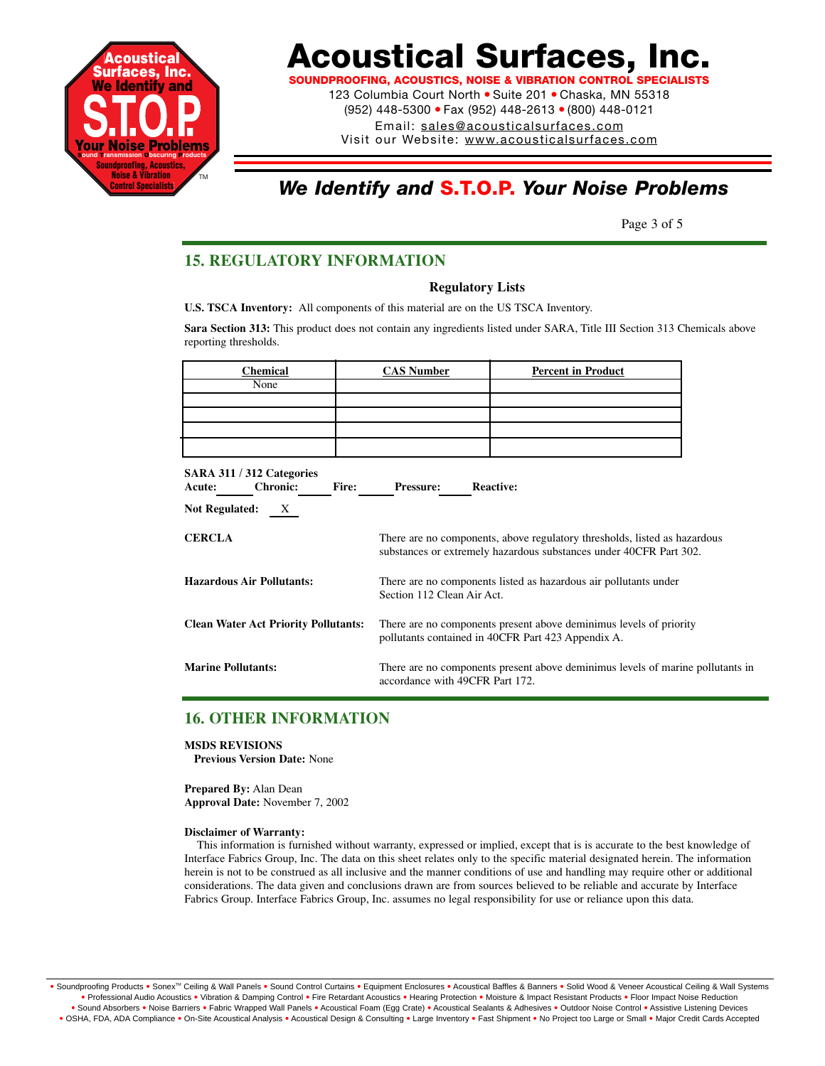## 15. REGULATORY INFORMATION

### Regulatory Lists

**U.S. TSCA Inventory:** All components of this material are on the US TSCA Inventory.

**Sara Section 313:** This product does not contain any ingredients listed under SARA, Title III Section 313 Chemicals above reporting thresholds.

| Chemical | CAS Number | Percent in Product |
|---|---|---|
| None | | |
| | | |
| | | |
| | | |
| | | |

**SARA 311 / 312 Categories**
**Acute:**\_\_\_\_\_ **Chronic:**\_\_\_\_\_ **Fire:**\_\_\_\_\_ **Pressure:**\_\_\_\_\_ **Reactive:**

**Not Regulated:** X

**CERCLA** There are no components, above regulatory thresholds, listed as hazardous substances or extremely hazardous substances under 40CFR Part 302.

**Hazardous Air Pollutants:** There are no components listed as hazardous air pollutants under Section 112 Clean Air Act.

**Clean Water Act Priority Pollutants:** There are no components present above deminimus levels of priority pollutants contained in 40CFR Part 423 Appendix A.

**Marine Pollutants:** There are no components present above deminimus levels of marine pollutants in accordance with 49CFR Part 172.

## 16. OTHER INFORMATION

**MSDS REVISIONS**
**Previous Version Date:** None

**Prepared By:** Alan Dean
**Approval Date:** November 7, 2002

**Disclaimer of Warranty:**
This information is furnished without warranty, expressed or implied, except that is is accurate to the best knowledge of Interface Fabrics Group, Inc. The data on this sheet relates only to the specific material designated herein. The information herein is not to be construed as all inclusive and the manner conditions of use and handling may require other or additional considerations. The data given and conclusions drawn are from sources believed to be reliable and accurate by Interface Fabrics Group. Interface Fabrics Group, Inc. assumes no legal responsibility for use or reliance upon this data.